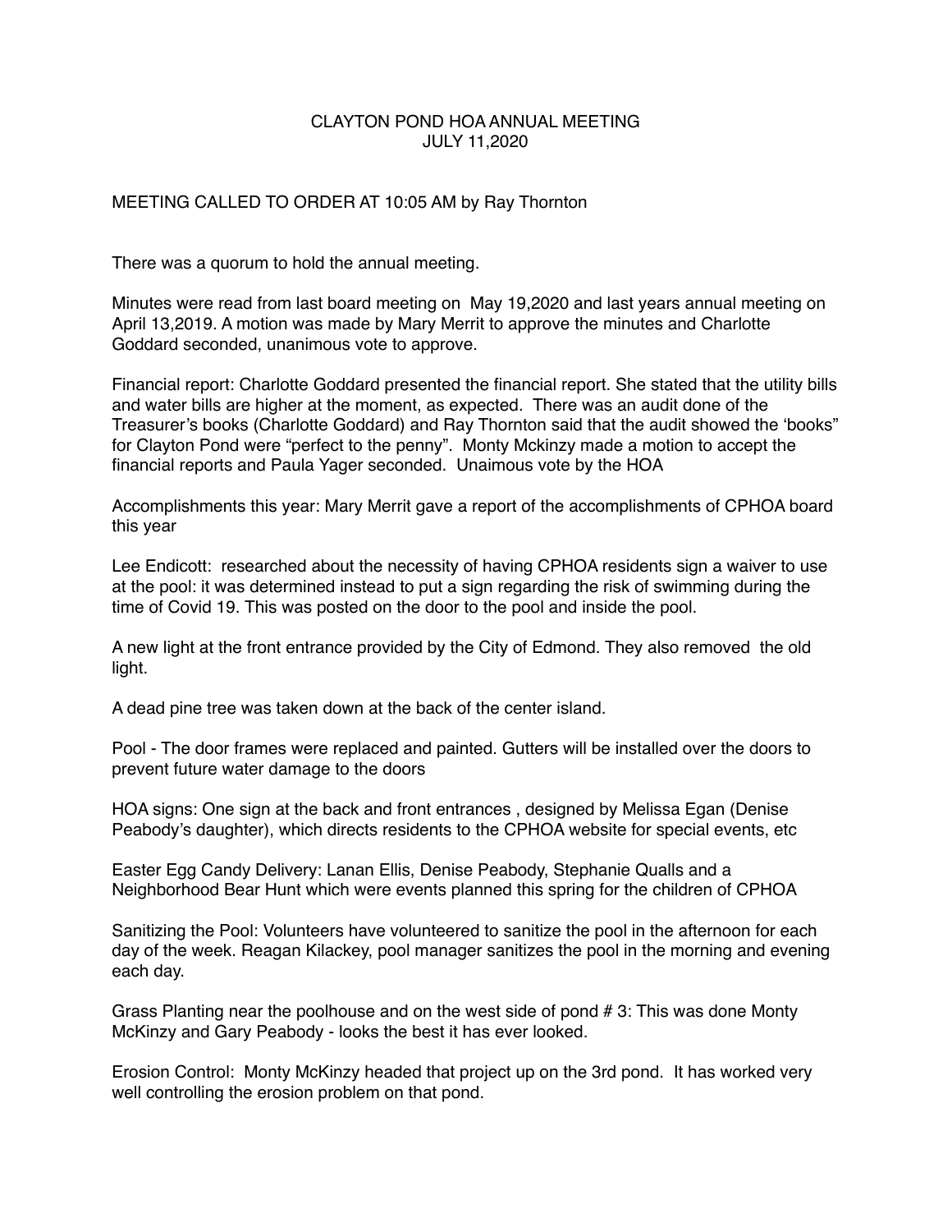# CLAYTON POND HOA ANNUAL MEETING
## JULY 11,2020

MEETING CALLED TO ORDER AT 10:05 AM by Ray Thornton

There was a quorum to hold the annual meeting.

Minutes were read from last board meeting on May 19,2020 and last years annual meeting on April 13,2019. A motion was made by Mary Merrit to approve the minutes and Charlotte Goddard seconded, unanimous vote to approve.

Financial report: Charlotte Goddard presented the financial report. She stated that the utility bills and water bills are higher at the moment, as expected. There was an audit done of the Treasurer's books (Charlotte Goddard) and Ray Thornton said that the audit showed the 'books" for Clayton Pond were "perfect to the penny". Monty Mckinzy made a motion to accept the financial reports and Paula Yager seconded. Unaimous vote by the HOA

Accomplishments this year: Mary Merrit gave a report of the accomplishments of CPHOA board this year

Lee Endicott: researched about the necessity of having CPHOA residents sign a waiver to use at the pool: it was determined instead to put a sign regarding the risk of swimming during the time of Covid 19. This was posted on the door to the pool and inside the pool.

A new light at the front entrance provided by the City of Edmond. They also removed the old light.

A dead pine tree was taken down at the back of the center island.

Pool - The door frames were replaced and painted. Gutters will be installed over the doors to prevent future water damage to the doors

HOA signs: One sign at the back and front entrances , designed by Melissa Egan (Denise Peabody's daughter), which directs residents to the CPHOA website for special events, etc

Easter Egg Candy Delivery: Lanan Ellis, Denise Peabody, Stephanie Qualls and a Neighborhood Bear Hunt which were events planned this spring for the children of CPHOA

Sanitizing the Pool: Volunteers have volunteered to sanitize the pool in the afternoon for each day of the week. Reagan Kilackey, pool manager sanitizes the pool in the morning and evening each day.

Grass Planting near the poolhouse and on the west side of pond # 3: This was done Monty McKinzy and Gary Peabody - looks the best it has ever looked.

Erosion Control: Monty McKinzy headed that project up on the 3rd pond. It has worked very well controlling the erosion problem on that pond.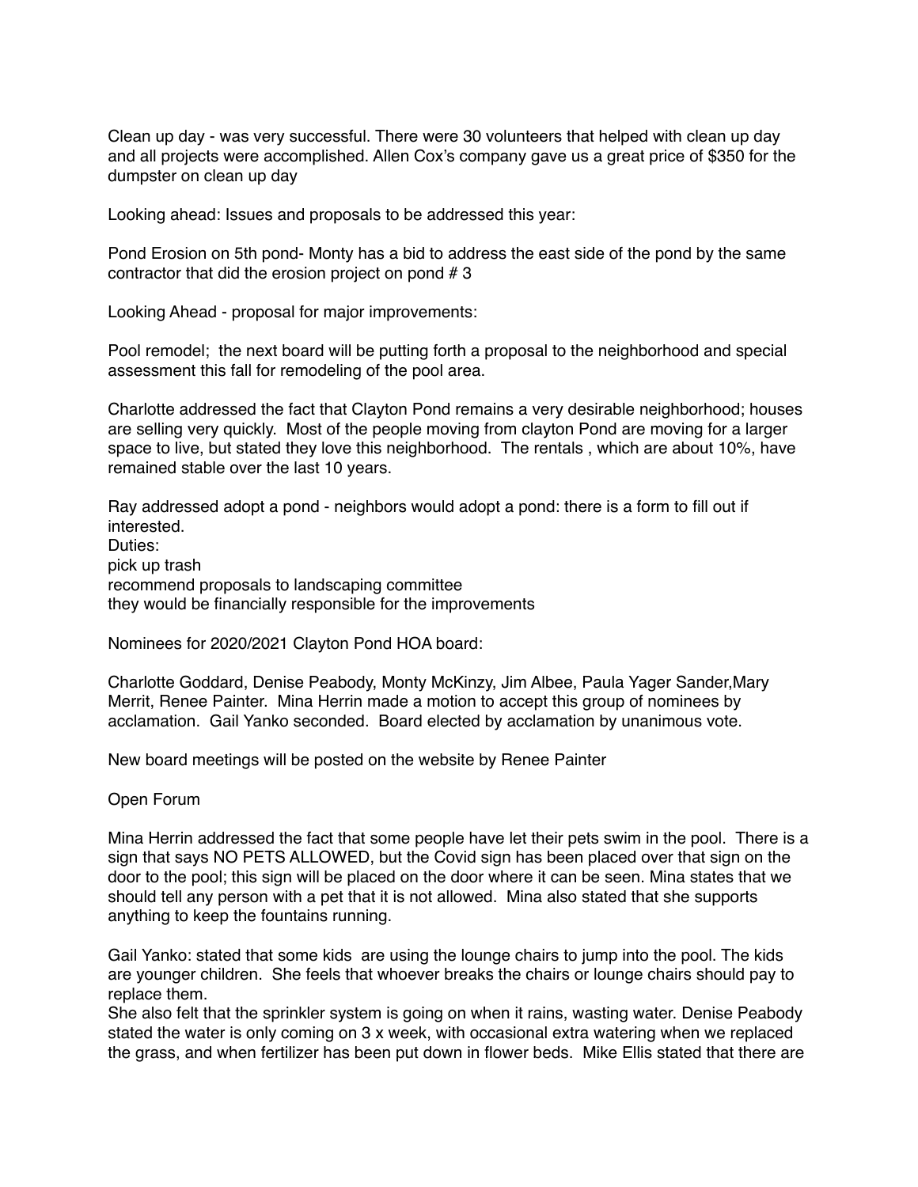Clean up day - was very successful. There were 30 volunteers that helped with clean up day and all projects were accomplished. Allen Cox's company gave us a great price of $350 for the dumpster on clean up day

Looking ahead: Issues and proposals to be addressed this year:

Pond Erosion on 5th pond- Monty has a bid to address the east side of the pond by the same contractor that did the erosion project on pond # 3

Looking Ahead - proposal for major improvements:

Pool remodel;  the next board will be putting forth a proposal to the neighborhood and special assessment this fall for remodeling of the pool area.

Charlotte addressed the fact that Clayton Pond remains a very desirable neighborhood; houses are selling very quickly.  Most of the people moving from clayton Pond are moving for a larger space to live, but stated they love this neighborhood.  The rentals , which are about 10%, have remained stable over the last 10 years.

Ray addressed adopt a pond - neighbors would adopt a pond: there is a form to fill out if interested.
Duties:
pick up trash
recommend proposals to landscaping committee
they would be financially responsible for the improvements

Nominees for 2020/2021 Clayton Pond HOA board:

Charlotte Goddard, Denise Peabody, Monty McKinzy, Jim Albee, Paula Yager Sander,Mary Merrit, Renee Painter.  Mina Herrin made a motion to accept this group of nominees by acclamation.  Gail Yanko seconded.  Board elected by acclamation by unanimous vote.

New board meetings will be posted on the website by Renee Painter

Open Forum

Mina Herrin addressed the fact that some people have let their pets swim in the pool.  There is a sign that says NO PETS ALLOWED, but the Covid sign has been placed over that sign on the door to the pool; this sign will be placed on the door where it can be seen. Mina states that we should tell any person with a pet that it is not allowed.  Mina also stated that she supports anything to keep the fountains running.

Gail Yanko: stated that some kids  are using the lounge chairs to jump into the pool. The kids are younger children.  She feels that whoever breaks the chairs or lounge chairs should pay to replace them.
She also felt that the sprinkler system is going on when it rains, wasting water. Denise Peabody stated the water is only coming on 3 x week, with occasional extra watering when we replaced the grass, and when fertilizer has been put down in flower beds.  Mike Ellis stated that there are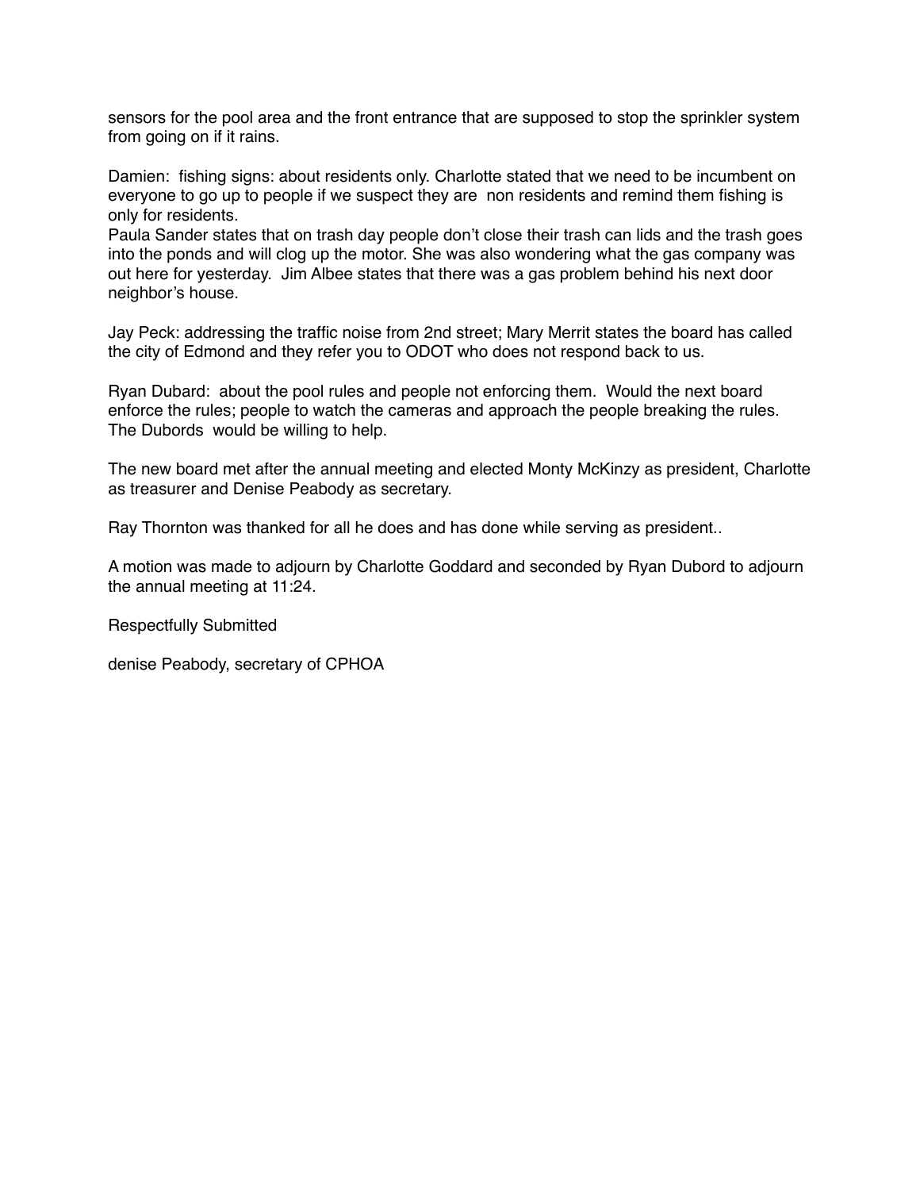sensors for the pool area and the front entrance that are supposed to stop the sprinkler system from going on if it rains.

Damien: fishing signs: about residents only. Charlotte stated that we need to be incumbent on everyone to go up to people if we suspect they are non residents and remind them fishing is only for residents.
Paula Sander states that on trash day people don't close their trash can lids and the trash goes into the ponds and will clog up the motor. She was also wondering what the gas company was out here for yesterday. Jim Albee states that there was a gas problem behind his next door neighbor's house.

Jay Peck: addressing the traffic noise from 2nd street; Mary Merrit states the board has called the city of Edmond and they refer you to ODOT who does not respond back to us.

Ryan Dubard: about the pool rules and people not enforcing them. Would the next board enforce the rules; people to watch the cameras and approach the people breaking the rules. The Dubords would be willing to help.

The new board met after the annual meeting and elected Monty McKinzy as president, Charlotte as treasurer and Denise Peabody as secretary.

Ray Thornton was thanked for all he does and has done while serving as president..

A motion was made to adjourn by Charlotte Goddard and seconded by Ryan Dubord to adjourn the annual meeting at 11:24.

Respectfully Submitted

denise Peabody, secretary of CPHOA